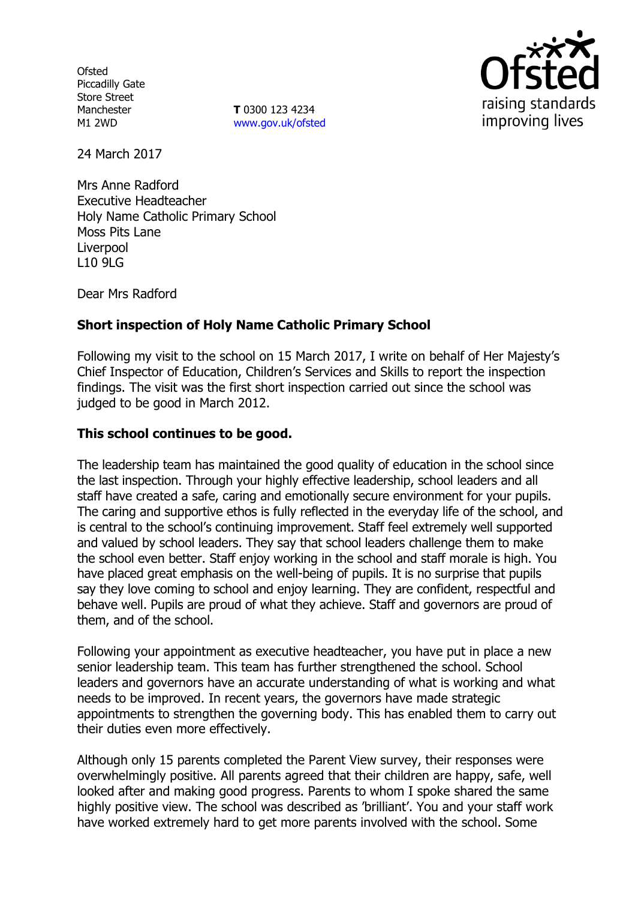Ofsted
Piccadilly Gate
Store Street
Manchester
M1 2WD

**T** 0300 123 4234
www.gov.uk/ofsted

24 March 2017

Mrs Anne Radford
Executive Headteacher
Holy Name Catholic Primary School
Moss Pits Lane
Liverpool
L10 9LG

Dear Mrs Radford

**Short inspection of Holy Name Catholic Primary School**

Following my visit to the school on 15 March 2017, I write on behalf of Her Majesty's Chief Inspector of Education, Children's Services and Skills to report the inspection findings. The visit was the first short inspection carried out since the school was judged to be good in March 2012.

**This school continues to be good.**

The leadership team has maintained the good quality of education in the school since the last inspection. Through your highly effective leadership, school leaders and all staff have created a safe, caring and emotionally secure environment for your pupils. The caring and supportive ethos is fully reflected in the everyday life of the school, and is central to the school's continuing improvement. Staff feel extremely well supported and valued by school leaders. They say that school leaders challenge them to make the school even better. Staff enjoy working in the school and staff morale is high. You have placed great emphasis on the well-being of pupils. It is no surprise that pupils say they love coming to school and enjoy learning. They are confident, respectful and behave well. Pupils are proud of what they achieve. Staff and governors are proud of them, and of the school.

Following your appointment as executive headteacher, you have put in place a new senior leadership team. This team has further strengthened the school. School leaders and governors have an accurate understanding of what is working and what needs to be improved. In recent years, the governors have made strategic appointments to strengthen the governing body. This has enabled them to carry out their duties even more effectively.

Although only 15 parents completed the Parent View survey, their responses were overwhelmingly positive. All parents agreed that their children are happy, safe, well looked after and making good progress. Parents to whom I spoke shared the same highly positive view. The school was described as 'brilliant'. You and your staff work have worked extremely hard to get more parents involved with the school. Some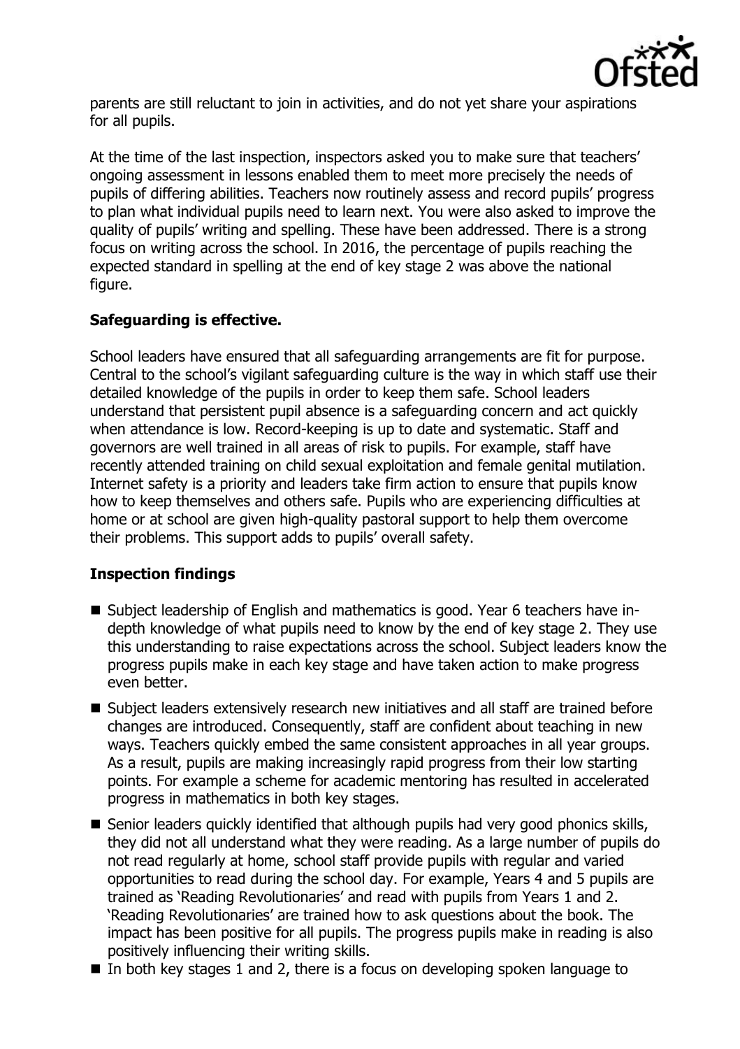parents are still reluctant to join in activities, and do not yet share your aspirations for all pupils.

At the time of the last inspection, inspectors asked you to make sure that teachers' ongoing assessment in lessons enabled them to meet more precisely the needs of pupils of differing abilities. Teachers now routinely assess and record pupils' progress to plan what individual pupils need to learn next. You were also asked to improve the quality of pupils' writing and spelling. These have been addressed. There is a strong focus on writing across the school. In 2016, the percentage of pupils reaching the expected standard in spelling at the end of key stage 2 was above the national figure.

## Safeguarding is effective.

School leaders have ensured that all safeguarding arrangements are fit for purpose. Central to the school's vigilant safeguarding culture is the way in which staff use their detailed knowledge of the pupils in order to keep them safe. School leaders understand that persistent pupil absence is a safeguarding concern and act quickly when attendance is low. Record-keeping is up to date and systematic. Staff and governors are well trained in all areas of risk to pupils. For example, staff have recently attended training on child sexual exploitation and female genital mutilation. Internet safety is a priority and leaders take firm action to ensure that pupils know how to keep themselves and others safe. Pupils who are experiencing difficulties at home or at school are given high-quality pastoral support to help them overcome their problems. This support adds to pupils' overall safety.

## Inspection findings

- Subject leadership of English and mathematics is good. Year 6 teachers have in-depth knowledge of what pupils need to know by the end of key stage 2. They use this understanding to raise expectations across the school. Subject leaders know the progress pupils make in each key stage and have taken action to make progress even better.
- Subject leaders extensively research new initiatives and all staff are trained before changes are introduced. Consequently, staff are confident about teaching in new ways. Teachers quickly embed the same consistent approaches in all year groups. As a result, pupils are making increasingly rapid progress from their low starting points. For example a scheme for academic mentoring has resulted in accelerated progress in mathematics in both key stages.
- Senior leaders quickly identified that although pupils had very good phonics skills, they did not all understand what they were reading. As a large number of pupils do not read regularly at home, school staff provide pupils with regular and varied opportunities to read during the school day. For example, Years 4 and 5 pupils are trained as 'Reading Revolutionaries' and read with pupils from Years 1 and 2. 'Reading Revolutionaries' are trained how to ask questions about the book. The impact has been positive for all pupils. The progress pupils make in reading is also positively influencing their writing skills.
- In both key stages 1 and 2, there is a focus on developing spoken language to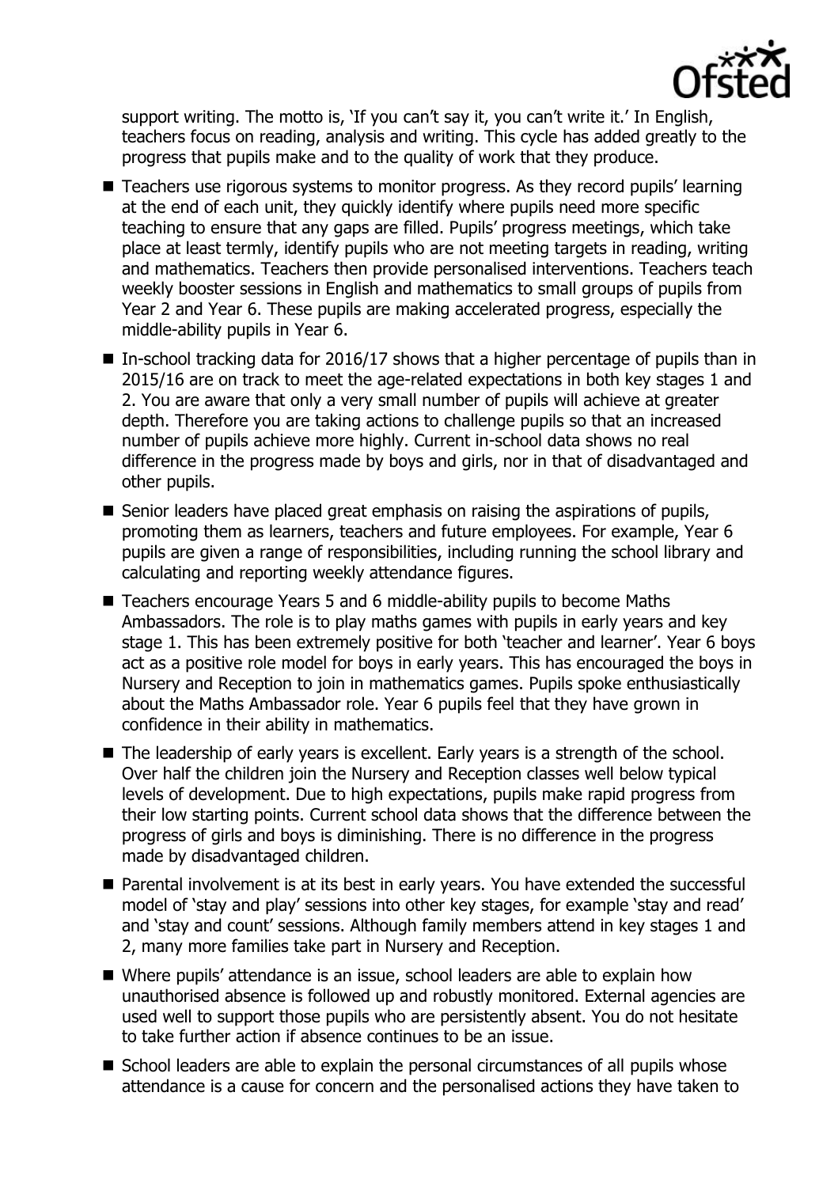support writing. The motto is, 'If you can't say it, you can't write it.' In English, teachers focus on reading, analysis and writing. This cycle has added greatly to the progress that pupils make and to the quality of work that they produce.

- Teachers use rigorous systems to monitor progress. As they record pupils' learning at the end of each unit, they quickly identify where pupils need more specific teaching to ensure that any gaps are filled. Pupils' progress meetings, which take place at least termly, identify pupils who are not meeting targets in reading, writing and mathematics. Teachers then provide personalised interventions. Teachers teach weekly booster sessions in English and mathematics to small groups of pupils from Year 2 and Year 6. These pupils are making accelerated progress, especially the middle-ability pupils in Year 6.
- In-school tracking data for 2016/17 shows that a higher percentage of pupils than in 2015/16 are on track to meet the age-related expectations in both key stages 1 and 2. You are aware that only a very small number of pupils will achieve at greater depth. Therefore you are taking actions to challenge pupils so that an increased number of pupils achieve more highly. Current in-school data shows no real difference in the progress made by boys and girls, nor in that of disadvantaged and other pupils.
- Senior leaders have placed great emphasis on raising the aspirations of pupils, promoting them as learners, teachers and future employees. For example, Year 6 pupils are given a range of responsibilities, including running the school library and calculating and reporting weekly attendance figures.
- Teachers encourage Years 5 and 6 middle-ability pupils to become Maths Ambassadors. The role is to play maths games with pupils in early years and key stage 1. This has been extremely positive for both 'teacher and learner'. Year 6 boys act as a positive role model for boys in early years. This has encouraged the boys in Nursery and Reception to join in mathematics games. Pupils spoke enthusiastically about the Maths Ambassador role. Year 6 pupils feel that they have grown in confidence in their ability in mathematics.
- The leadership of early years is excellent. Early years is a strength of the school. Over half the children join the Nursery and Reception classes well below typical levels of development. Due to high expectations, pupils make rapid progress from their low starting points. Current school data shows that the difference between the progress of girls and boys is diminishing. There is no difference in the progress made by disadvantaged children.
- Parental involvement is at its best in early years. You have extended the successful model of 'stay and play' sessions into other key stages, for example 'stay and read' and 'stay and count' sessions. Although family members attend in key stages 1 and 2, many more families take part in Nursery and Reception.
- Where pupils' attendance is an issue, school leaders are able to explain how unauthorised absence is followed up and robustly monitored. External agencies are used well to support those pupils who are persistently absent. You do not hesitate to take further action if absence continues to be an issue.
- School leaders are able to explain the personal circumstances of all pupils whose attendance is a cause for concern and the personalised actions they have taken to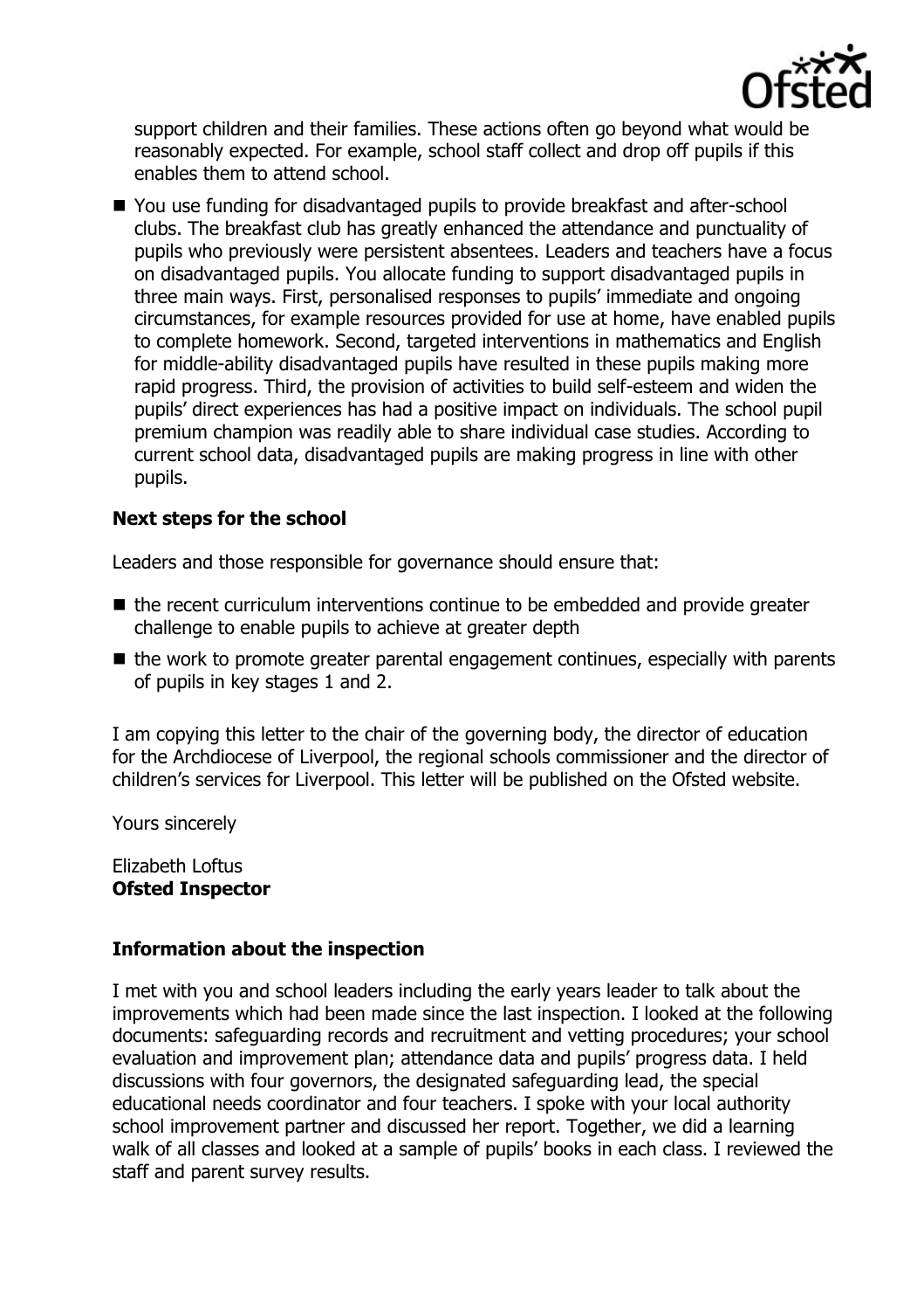support children and their families. These actions often go beyond what would be reasonably expected. For example, school staff collect and drop off pupils if this enables them to attend school.

- You use funding for disadvantaged pupils to provide breakfast and after-school clubs. The breakfast club has greatly enhanced the attendance and punctuality of pupils who previously were persistent absentees. Leaders and teachers have a focus on disadvantaged pupils. You allocate funding to support disadvantaged pupils in three main ways. First, personalised responses to pupils' immediate and ongoing circumstances, for example resources provided for use at home, have enabled pupils to complete homework. Second, targeted interventions in mathematics and English for middle-ability disadvantaged pupils have resulted in these pupils making more rapid progress. Third, the provision of activities to build self-esteem and widen the pupils' direct experiences has had a positive impact on individuals. The school pupil premium champion was readily able to share individual case studies. According to current school data, disadvantaged pupils are making progress in line with other pupils.

### Next steps for the school

Leaders and those responsible for governance should ensure that:

- the recent curriculum interventions continue to be embedded and provide greater challenge to enable pupils to achieve at greater depth
- the work to promote greater parental engagement continues, especially with parents of pupils in key stages 1 and 2.

I am copying this letter to the chair of the governing body, the director of education for the Archdiocese of Liverpool, the regional schools commissioner and the director of children's services for Liverpool. This letter will be published on the Ofsted website.

Yours sincerely

Elizabeth Loftus
**Ofsted Inspector**

### Information about the inspection

I met with you and school leaders including the early years leader to talk about the improvements which had been made since the last inspection. I looked at the following documents: safeguarding records and recruitment and vetting procedures; your school evaluation and improvement plan; attendance data and pupils' progress data. I held discussions with four governors, the designated safeguarding lead, the special educational needs coordinator and four teachers. I spoke with your local authority school improvement partner and discussed her report. Together, we did a learning walk of all classes and looked at a sample of pupils' books in each class. I reviewed the staff and parent survey results.